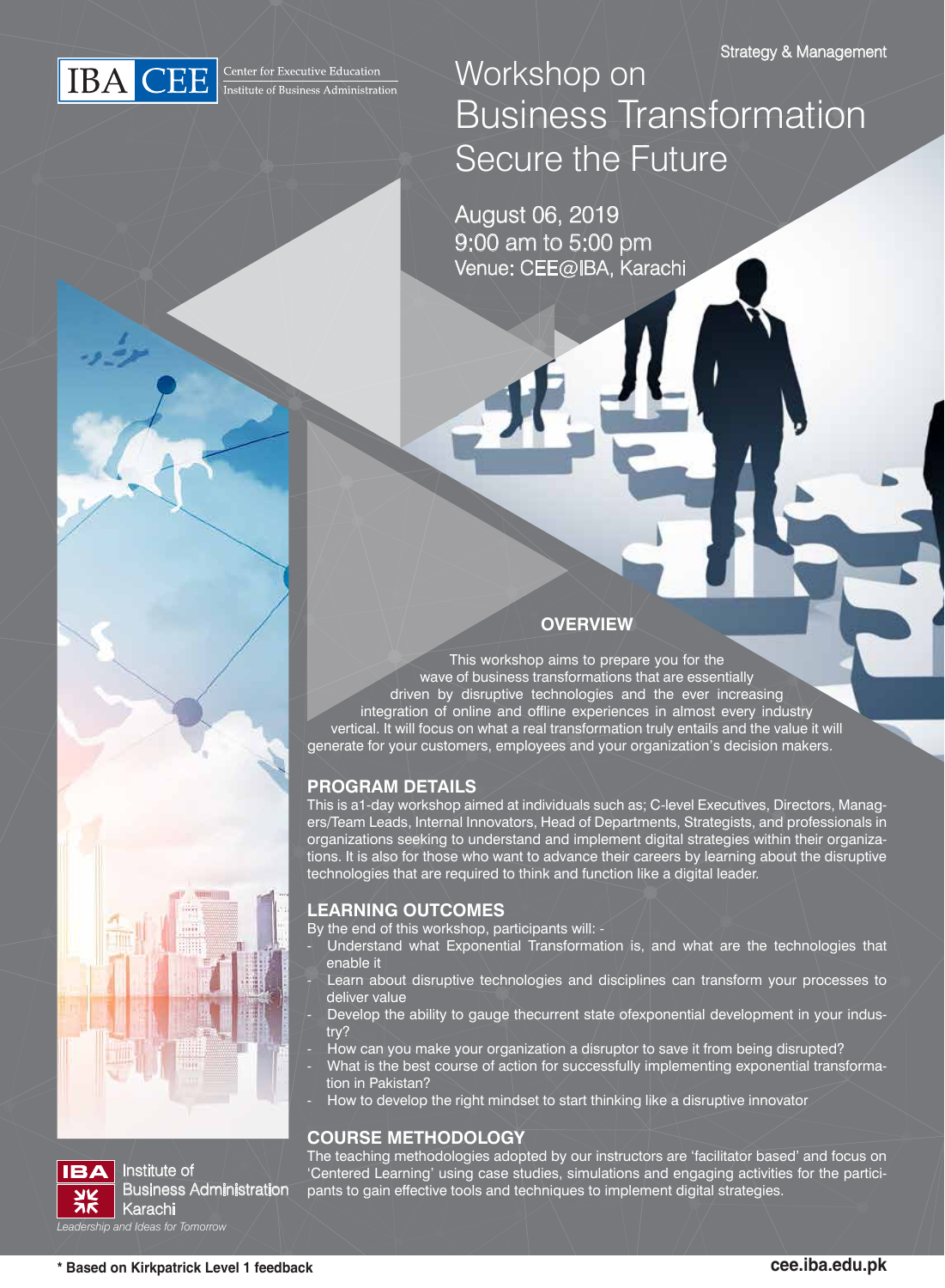IBA CEE Center for Executive Education
Institute of Business Administration

Strategy & Management

# Workshop on Business Transformation Secure the Future

August 06, 2019
9:00 am to 5:00 pm
Venue: CEE@IBA, Karachi

## OVERVIEW

This workshop aims to prepare you for the wave of business transformations that are essentially driven by disruptive technologies and the ever increasing integration of online and offline experiences in almost every industry vertical. It will focus on what a real transformation truly entails and the value it will generate for your customers, employees and your organization's decision makers.

## PROGRAM DETAILS

This is a1-day workshop aimed at individuals such as; C-level Executives, Directors, Managers/Team Leads, Internal Innovators, Head of Departments, Strategists, and professionals in organizations seeking to understand and implement digital strategies within their organizations. It is also for those who want to advance their careers by learning about the disruptive technologies that are required to think and function like a digital leader.

## LEARNING OUTCOMES

By the end of this workshop, participants will: -

- Understand what Exponential Transformation is, and what are the technologies that enable it
- Learn about disruptive technologies and disciplines can transform your processes to deliver value
- Develop the ability to gauge thecurrent state ofexponential development in your industry?
- How can you make your organization a disruptor to save it from being disrupted?
- What is the best course of action for successfully implementing exponential transformation in Pakistan?
- How to develop the right mindset to start thinking like a disruptive innovator

## COURSE METHODOLOGY

The teaching methodologies adopted by our instructors are 'facilitator based' and focus on 'Centered Learning' using case studies, simulations and engaging activities for the participants to gain effective tools and techniques to implement digital strategies.

IBA Institute of Business Administration Karachi
*Leadership and Ideas for Tomorrow*

**\* Based on Kirkpatrick Level 1 feedback**

**cee.iba.edu.pk**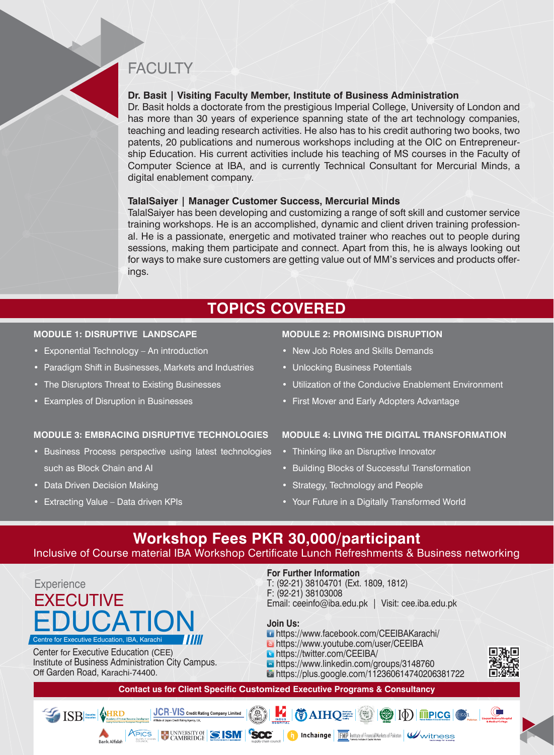## FACULTY

**Dr. Basit | Visiting Faculty Member, Institute of Business Administration**

Dr. Basit holds a doctorate from the prestigious Imperial College, University of London and has more than 30 years of experience spanning state of the art technology companies, teaching and leading research activities. He also has to his credit authoring two books, two patents, 20 publications and numerous workshops including at the OIC on Entrepreneurship Education. His current activities include his teaching of MS courses in the Faculty of Computer Science at IBA, and is currently Technical Consultant for Mercurial Minds, a digital enablement company.

**TalalSaiyer | Manager Customer Success, Mercurial Minds**

TalalSaiyer has been developing and customizing a range of soft skill and customer service training workshops. He is an accomplished, dynamic and client driven training professional. He is a passionate, energetic and motivated trainer who reaches out to people during sessions, making them participate and connect. Apart from this, he is always looking out for ways to make sure customers are getting value out of MM's services and products offerings.

## TOPICS COVERED

### MODULE 1: DISRUPTIVE LANDSCAPE

- Exponential Technology – An introduction
- Paradigm Shift in Businesses, Markets and Industries
- The Disruptors Threat to Existing Businesses
- Examples of Disruption in Businesses

### MODULE 2: PROMISING DISRUPTION

- New Job Roles and Skills Demands
- Unlocking Business Potentials
- Utilization of the Conducive Enablement Environment
- First Mover and Early Adopters Advantage

### MODULE 3: EMBRACING DISRUPTIVE TECHNOLOGIES

- Business Process perspective using latest technologies such as Block Chain and AI
- Data Driven Decision Making
- Extracting Value – Data driven KPIs

### MODULE 4: LIVING THE DIGITAL TRANSFORMATION

- Thinking like an Disruptive Innovator
- Building Blocks of Successful Transformation
- Strategy, Technology and People
- Your Future in a Digitally Transformed World

## Workshop Fees PKR 30,000/participant

Inclusive of Course material IBA Workshop Certificate Lunch Refreshments & Business networking

Experience
EXECUTIVE
EDUCATION
Centre for Executive Education, IBA, Karachi

Center for Executive Education (CEE)
Institute of Business Administration City Campus.
Off Garden Road, Karachi-74400.

**For Further Information**
T: (92-21) 38104701 (Ext. 1809, 1812)
F: (92-21) 38103008
Email: ceeinfo@iba.edu.pk | Visit: cee.iba.edu.pk

**Join Us:**
- https://www.facebook.com/CEEIBAKarachi/
- https://www.youtube.com/user/CEEIBA
- https://twitter.com/CEEIBA/
- https://www.linkedin.com/groups/3148760
- https://plus.google.com/112360614740206381722

**Contact us for Client Specific Customized Executive Programs & Consultancy**